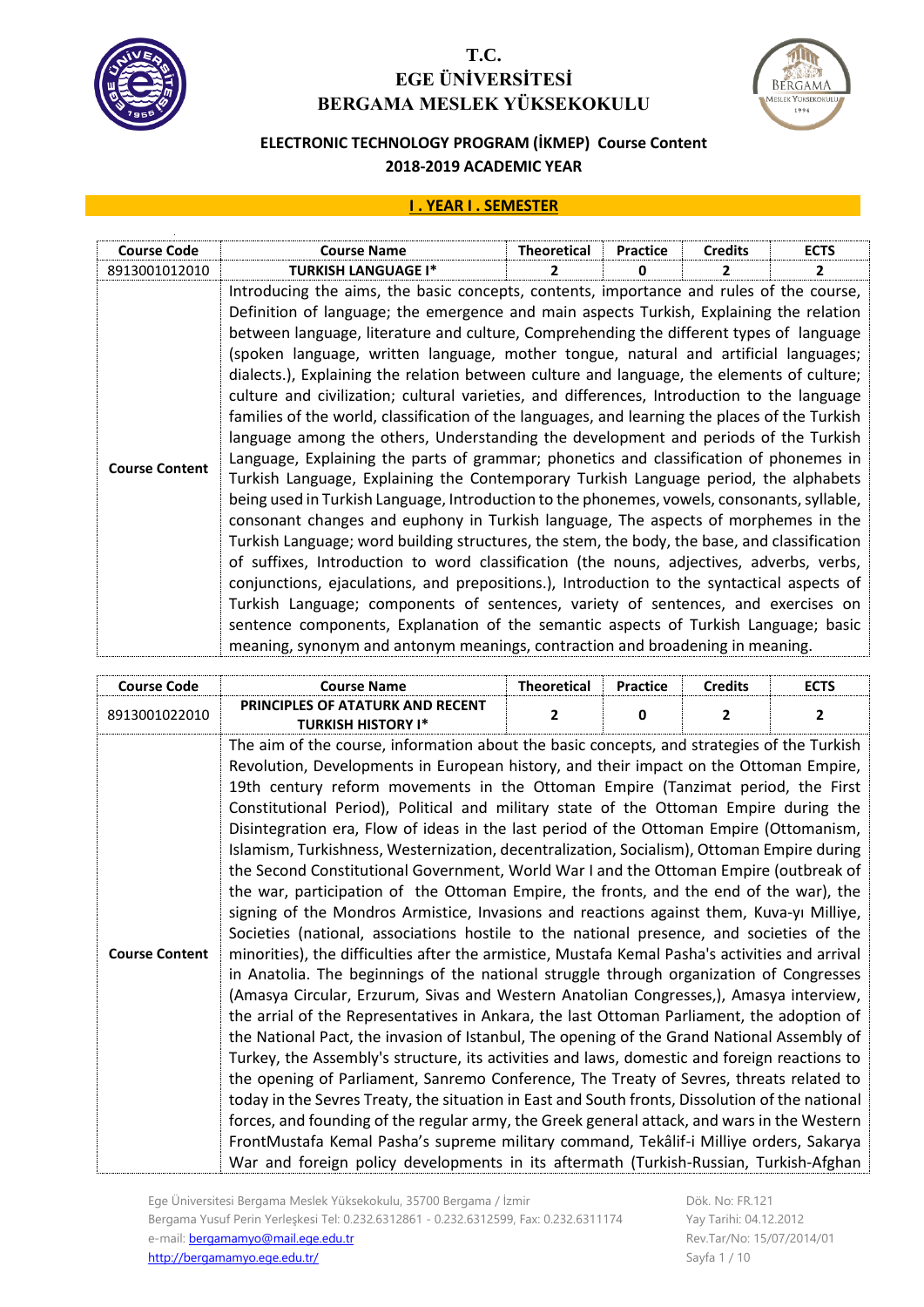# T.C.
# EGE ÜNİVERSİTESİ
# BERGAMA MESLEK YÜKSEKOKULU

## ELECTRONIC TECHNOLOGY PROGRAM (İKMEP) Course Content
## 2018-2019 ACADEMIC YEAR

### I . YEAR I . SEMESTER

| Course Code | Course Name | Theoretical | Practice | Credits | ECTS |
|---|---|---|---|---|---|
| 8913001012010 | **TURKISH LANGUAGE I*** | 2 | 0 | 2 | 2 |
| **Course Content** | Introducing the aims, the basic concepts, contents, importance and rules of the course, Definition of language; the emergence and main aspects Turkish, Explaining the relation between language, literature and culture, Comprehending the different types of language (spoken language, written language, mother tongue, natural and artificial languages; dialects.), Explaining the relation between culture and language, the elements of culture; culture and civilization; cultural varieties, and differences, Introduction to the language families of the world, classification of the languages, and learning the places of the Turkish language among the others, Understanding the development and periods of the Turkish Language, Explaining the parts of grammar; phonetics and classification of phonemes in Turkish Language, Explaining the Contemporary Turkish Language period, the alphabets being used in Turkish Language, Introduction to the phonemes, vowels, consonants, syllable, consonant changes and euphony in Turkish language, The aspects of morphemes in the Turkish Language; word building structures, the stem, the body, the base, and classification of suffixes, Introduction to word classification (the nouns, adjectives, adverbs, verbs, conjunctions, ejaculations, and prepositions.), Introduction to the syntactical aspects of Turkish Language; components of sentences, variety of sentences, and exercises on sentence components, Explanation of the semantic aspects of Turkish Language; basic meaning, synonym and antonym meanings, contraction and broadening in meaning. | | | | |

| Course Code | Course Name | Theoretical | Practice | Credits | ECTS |
|---|---|---|---|---|---|
| 8913001022010 | **PRINCIPLES OF ATATURK AND RECENT TURKISH HISTORY I*** | 2 | 0 | 2 | 2 |
| **Course Content** | The aim of the course, information about the basic concepts, and strategies of the Turkish Revolution, Developments in European history, and their impact on the Ottoman Empire, 19th century reform movements in the Ottoman Empire (Tanzimat period, the First Constitutional Period), Political and military state of the Ottoman Empire during the Disintegration era, Flow of ideas in the last period of the Ottoman Empire (Ottomanism, Islamism, Turkishness, Westernization, decentralization, Socialism), Ottoman Empire during the Second Constitutional Government, World War I and the Ottoman Empire (outbreak of the war, participation of the Ottoman Empire, the fronts, and the end of the war), the signing of the Mondros Armistice, Invasions and reactions against them, Kuva-yı Milliye, Societies (national, associations hostile to the national presence, and societies of the minorities), the difficulties after the armistice, Mustafa Kemal Pasha's activities and arrival in Anatolia. The beginnings of the national struggle through organization of Congresses (Amasya Circular, Erzurum, Sivas and Western Anatolian Congresses,), Amasya interview, the arrial of the Representatives in Ankara, the last Ottoman Parliament, the adoption of the National Pact, the invasion of Istanbul, The opening of the Grand National Assembly of Turkey, the Assembly's structure, its activities and laws, domestic and foreign reactions to the opening of Parliament, Sanremo Conference, The Treaty of Sevres, threats related to today in the Sevres Treaty, the situation in East and South fronts, Dissolution of the national forces, and founding of the regular army, the Greek general attack, and wars in the Western FrontMustafa Kemal Pasha's supreme military command, Tekâlif-i Milliye orders, Sakarya War and foreign policy developments in its aftermath (Turkish-Russian, Turkish-Afghan | | | | |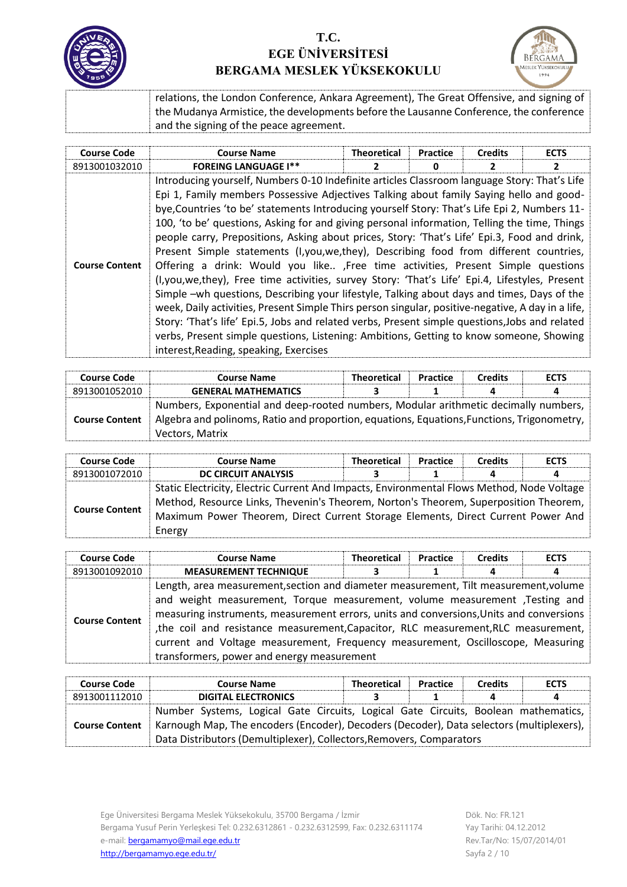| | |
|---|---|
| | relations, the London Conference, Ankara Agreement), The Great Offensive, and signing of the Mudanya Armistice, the developments before the Lausanne Conference, the conference and the signing of the peace agreement. |

| Course Code | Course Name | Theoretical | Practice | Credits | ECTS |
|---|---|---|---|---|---|
| 8913001032010 | **FOREING LANGUAGE I**** | 2 | 0 | 2 | 2 |
| **Course Content** | Introducing yourself, Numbers 0-10 Indefinite articles Classroom language Story: That's Life Epi 1, Family members Possessive Adjectives Talking about family Saying hello and good-bye,Countries 'to be' statements Introducing yourself Story: That's Life Epi 2, Numbers 11-100, 'to be' questions, Asking for and giving personal information, Telling the time, Things people carry, Prepositions, Asking about prices, Story: 'That's Life' Epi.3, Food and drink, Present Simple statements (I,you,we,they), Describing food from different countries, Offering a drink: Would you like.. ,Free time activities, Present Simple questions (I,you,we,they), Free time activities, survey Story: 'That's Life' Epi.4, Lifestyles, Present Simple –wh questions, Describing your lifestyle, Talking about days and times, Days of the week, Daily activities, Present Simple Thirs person singular, positive-negative, A day in a life, Story: 'That's life' Epi.5, Jobs and related verbs, Present simple questions,Jobs and related verbs, Present simple questions, Listening: Ambitions, Getting to know someone, Showing interest,Reading, speaking, Exercises | | | | |

| Course Code | Course Name | Theoretical | Practice | Credits | ECTS |
|---|---|---|---|---|---|
| 8913001052010 | **GENERAL MATHEMATICS** | 3 | 1 | 4 | 4 |
| **Course Content** | Numbers, Exponential and deep-rooted numbers, Modular arithmetic decimally numbers, Algebra and polinoms, Ratio and proportion, equations, Equations,Functions, Trigonometry, Vectors, Matrix | | | | |

| Course Code | Course Name | Theoretical | Practice | Credits | ECTS |
|---|---|---|---|---|---|
| 8913001072010 | **DC CIRCUIT ANALYSIS** | 3 | 1 | 4 | 4 |
| **Course Content** | Static Electricity, Electric Current And Impacts, Environmental Flows Method, Node Voltage Method, Resource Links, Thevenin's Theorem, Norton's Theorem, Superposition Theorem, Maximum Power Theorem, Direct Current Storage Elements, Direct Current Power And Energy | | | | |

| Course Code | Course Name | Theoretical | Practice | Credits | ECTS |
|---|---|---|---|---|---|
| 8913001092010 | **MEASUREMENT TECHNIQUE** | 3 | 1 | 4 | 4 |
| **Course Content** | Length, area measurement,section and diameter measurement, Tilt measurement,volume and weight measurement, Torque measurement, volume measurement ,Testing and measuring instruments, measurement errors, units and conversions,Units and conversions ,the coil and resistance measurement,Capacitor, RLC measurement,RLC measurement, current and Voltage measurement, Frequency measurement, Oscilloscope, Measuring transformers, power and energy measurement | | | | |

| Course Code | Course Name | Theoretical | Practice | Credits | ECTS |
|---|---|---|---|---|---|
| 8913001112010 | **DIGITAL ELECTRONICS** | 3 | 1 | 4 | 4 |
| **Course Content** | Number Systems, Logical Gate Circuits, Logical Gate Circuits, Boolean mathematics, Karnough Map, The encoders (Encoder), Decoders (Decoder), Data selectors (multiplexers), Data Distributors (Demultiplexer), Collectors,Removers, Comparators | | | | |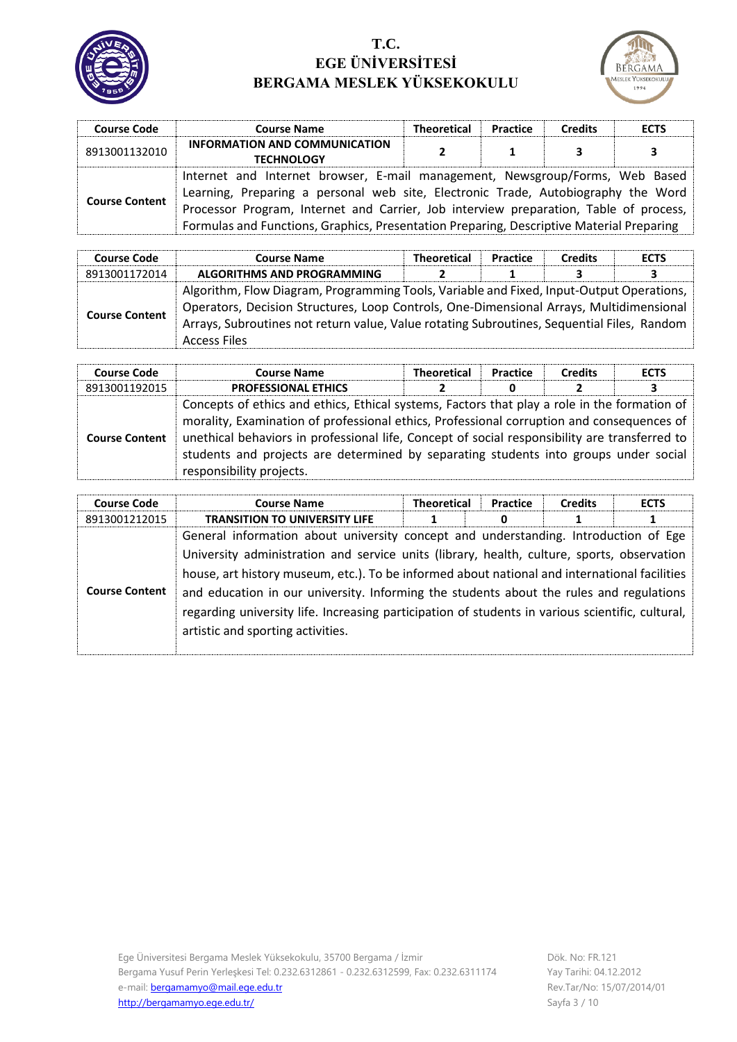| Course Code | Course Name | Theoretical | Practice | Credits | ECTS |
|---|---|---|---|---|---|
| 8913001132010 | **INFORMATION AND COMMUNICATION TECHNOLOGY** | **2** | **1** | **3** | **3** |
| **Course Content** | Internet and Internet browser, E-mail management, Newsgroup/Forms, Web Based Learning, Preparing a personal web site, Electronic Trade, Autobiography the Word Processor Program, Internet and Carrier, Job interview preparation, Table of process, Formulas and Functions, Graphics, Presentation Preparing, Descriptive Material Preparing | | | | |

| Course Code | Course Name | Theoretical | Practice | Credits | ECTS |
|---|---|---|---|---|---|
| 8913001172014 | **ALGORITHMS AND PROGRAMMING** | **2** | **1** | **3** | **3** |
| **Course Content** | Algorithm, Flow Diagram, Programming Tools, Variable and Fixed, Input-Output Operations, Operators, Decision Structures, Loop Controls, One-Dimensional Arrays, Multidimensional Arrays, Subroutines not return value, Value rotating Subroutines, Sequential Files, Random Access Files | | | | |

| Course Code | Course Name | Theoretical | Practice | Credits | ECTS |
|---|---|---|---|---|---|
| 8913001192015 | **PROFESSIONAL ETHICS** | **2** | **0** | **2** | **3** |
| **Course Content** | Concepts of ethics and ethics, Ethical systems, Factors that play a role in the formation of morality, Examination of professional ethics, Professional corruption and consequences of unethical behaviors in professional life, Concept of social responsibility are transferred to students and projects are determined by separating students into groups under social responsibility projects. | | | | |

| Course Code | Course Name | Theoretical | Practice | Credits | ECTS |
|---|---|---|---|---|---|
| 8913001212015 | **TRANSITION TO UNIVERSITY LIFE** | **1** | **0** | **1** | **1** |
| **Course Content** | General information about university concept and understanding. Introduction of Ege University administration and service units (library, health, culture, sports, observation house, art history museum, etc.). To be informed about national and international facilities and education in our university. Informing the students about the rules and regulations regarding university life. Increasing participation of students in various scientific, cultural, artistic and sporting activities. | | | | |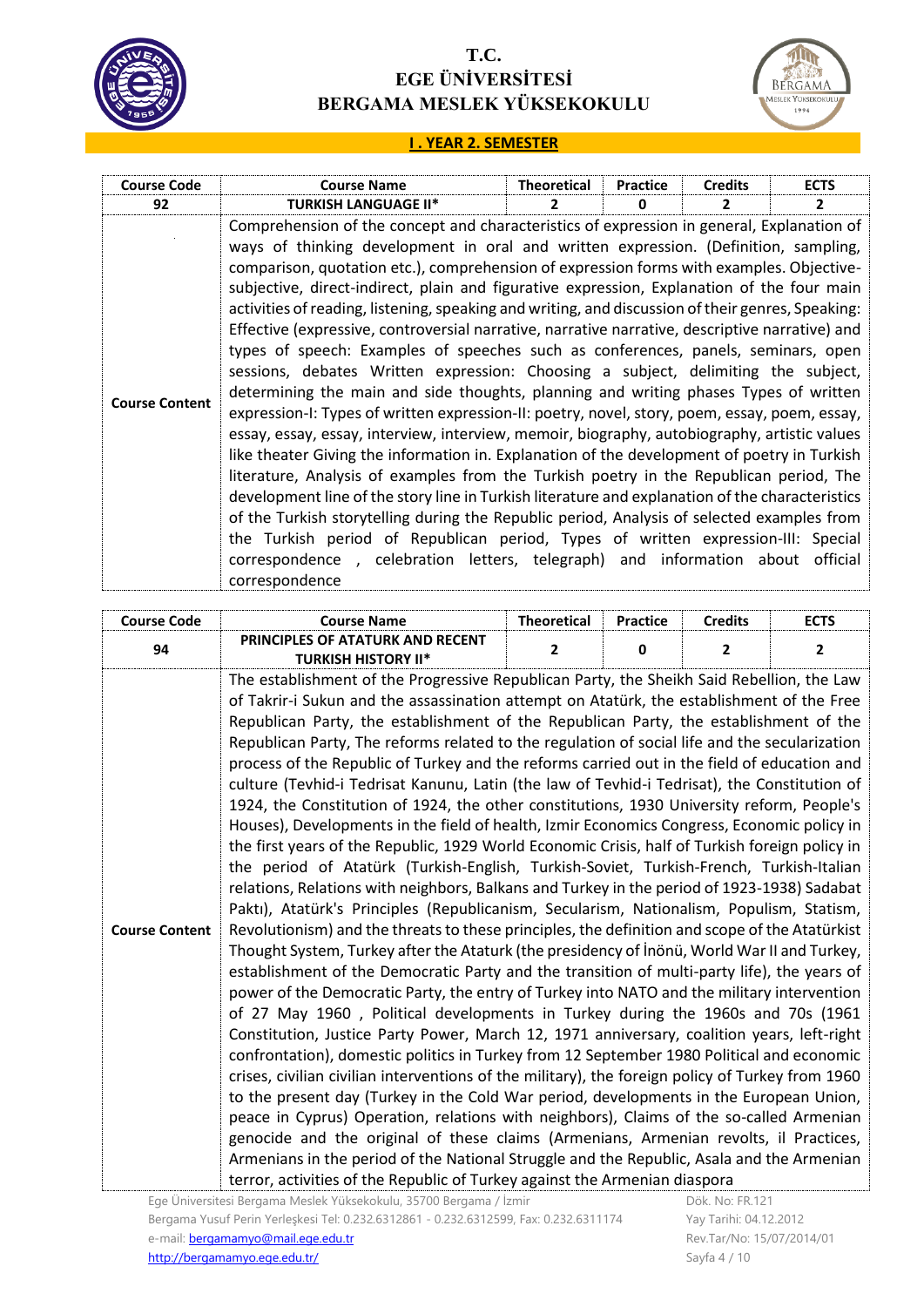## I . YEAR 2. SEMESTER

| Course Code | Course Name | Theoretical | Practice | Credits | ECTS |
|---|---|---|---|---|---|
| 92 | TURKISH LANGUAGE II* | 2 | 0 | 2 | 2 |
| Course Content | Comprehension of the concept and characteristics of expression in general, Explanation of ways of thinking development in oral and written expression. (Definition, sampling, comparison, quotation etc.), comprehension of expression forms with examples. Objective-subjective, direct-indirect, plain and figurative expression, Explanation of the four main activities of reading, listening, speaking and writing, and discussion of their genres, Speaking: Effective (expressive, controversial narrative, narrative narrative, descriptive narrative) and types of speech: Examples of speeches such as conferences, panels, seminars, open sessions, debates Written expression: Choosing a subject, delimiting the subject, determining the main and side thoughts, planning and writing phases Types of written expression-I: Types of written expression-II: poetry, novel, story, poem, essay, poem, essay, essay, essay, essay, interview, interview, memoir, biography, autobiography, artistic values like theater Giving the information in. Explanation of the development of poetry in Turkish literature, Analysis of examples from the Turkish poetry in the Republican period, The development line of the story line in Turkish literature and explanation of the characteristics of the Turkish storytelling during the Republic period, Analysis of selected examples from the Turkish period of Republican period, Types of written expression-III: Special correspondence , celebration letters, telegraph) and information about official correspondence | | | | |

| Course Code | Course Name | Theoretical | Practice | Credits | ECTS |
|---|---|---|---|---|---|
| 94 | PRINCIPLES OF ATATURK AND RECENT TURKISH HISTORY II* | 2 | 0 | 2 | 2 |
| Course Content | The establishment of the Progressive Republican Party, the Sheikh Said Rebellion, the Law of Takrir-i Sukun and the assassination attempt on Atatürk, the establishment of the Free Republican Party, the establishment of the Republican Party, the establishment of the Republican Party, The reforms related to the regulation of social life and the secularization process of the Republic of Turkey and the reforms carried out in the field of education and culture (Tevhid-i Tedrisat Kanunu, Latin (the law of Tevhid-i Tedrisat), the Constitution of 1924, the Constitution of 1924, the other constitutions, 1930 University reform, People's Houses), Developments in the field of health, Izmir Economics Congress, Economic policy in the first years of the Republic, 1929 World Economic Crisis, half of Turkish foreign policy in the period of Atatürk (Turkish-English, Turkish-Soviet, Turkish-French, Turkish-Italian relations, Relations with neighbors, Balkans and Turkey in the period of 1923-1938) Sadabat Paktı), Atatürk's Principles (Republicanism, Secularism, Nationalism, Populism, Statism, Revolutionism) and the threats to these principles, the definition and scope of the Atatürkist Thought System, Turkey after the Ataturk (the presidency of İnönü, World War II and Turkey, establishment of the Democratic Party and the transition of multi-party life), the years of power of the Democratic Party, the entry of Turkey into NATO and the military intervention of 27 May 1960 , Political developments in Turkey during the 1960s and 70s (1961 Constitution, Justice Party Power, March 12, 1971 anniversary, coalition years, left-right confrontation), domestic politics in Turkey from 12 September 1980 Political and economic crises, civilian civilian interventions of the military), the foreign policy of Turkey from 1960 to the present day (Turkey in the Cold War period, developments in the European Union, peace in Cyprus) Operation, relations with neighbors), Claims of the so-called Armenian genocide and the original of these claims (Armenians, Armenian revolts, il Practices, Armenians in the period of the National Struggle and the Republic, Asala and the Armenian terror, activities of the Republic of Turkey against the Armenian diaspora | | | | |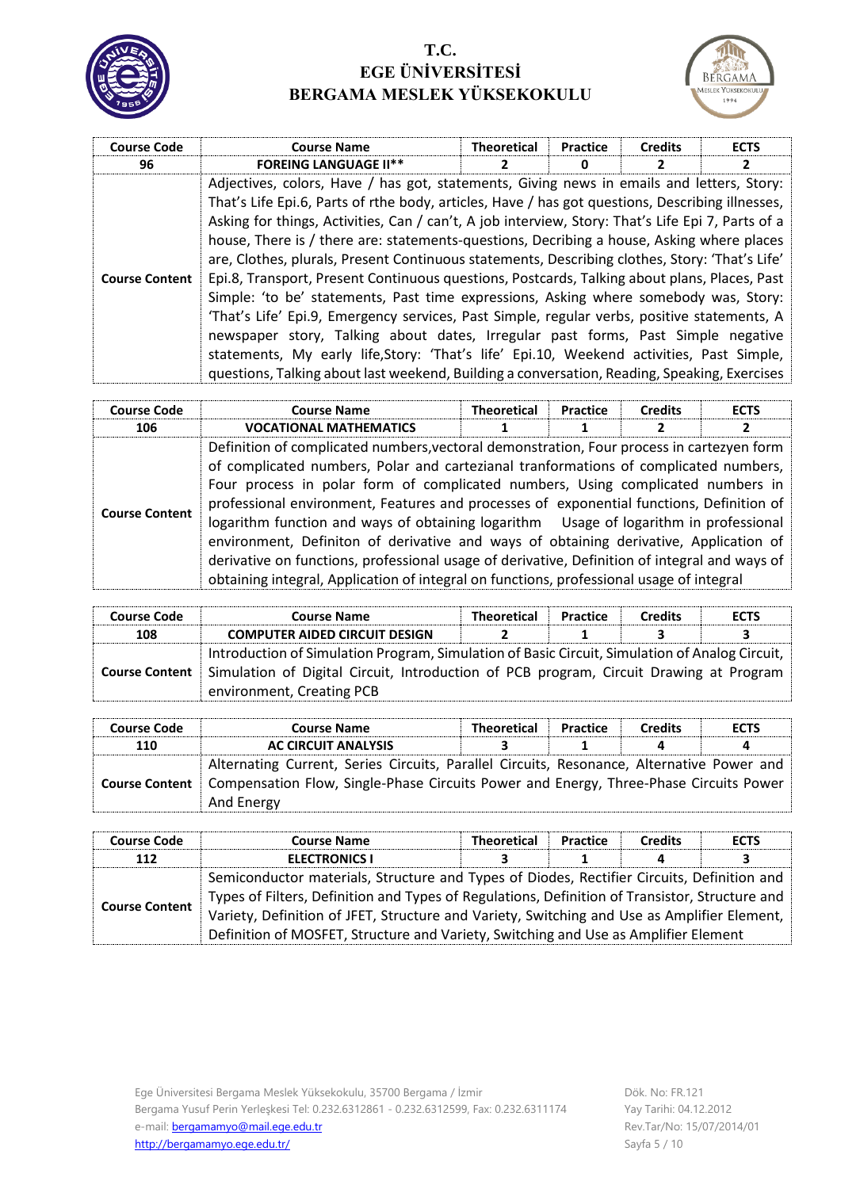| Course Code | Course Name | Theoretical | Practice | Credits | ECTS |
|---|---|---|---|---|---|
| 96 | FOREING LANGUAGE II** | 2 | 0 | 2 | 2 |
| Course Content | Adjectives, colors, Have / has got, statements, Giving news in emails and letters, Story: That's Life Epi.6, Parts of rthe body, articles, Have / has got questions, Describing illnesses, Asking for things, Activities, Can / can't, A job interview, Story: That's Life Epi 7, Parts of a house, There is / there are: statements-questions, Decribing a house, Asking where places are, Clothes, plurals, Present Continuous statements, Describing clothes, Story: 'That's Life' Epi.8, Transport, Present Continuous questions, Postcards, Talking about plans, Places, Past Simple: 'to be' statements, Past time expressions, Asking where somebody was, Story: 'That's Life' Epi.9, Emergency services, Past Simple, regular verbs, positive statements, A newspaper story, Talking about dates, Irregular past forms, Past Simple negative statements, My early life,Story: 'That's life' Epi.10, Weekend activities, Past Simple, questions, Talking about last weekend, Building a conversation, Reading, Speaking, Exercises | | | | |

| Course Code | Course Name | Theoretical | Practice | Credits | ECTS |
|---|---|---|---|---|---|
| 106 | VOCATIONAL MATHEMATICS | 1 | 1 | 2 | 2 |
| Course Content | Definition of complicated numbers,vectoral demonstration, Four process in cartezyen form of complicated numbers, Polar and cartezianal tranformations of complicated numbers, Four process in polar form of complicated numbers, Using complicated numbers in professional environment, Features and processes of exponential functions, Definition of logarithm function and ways of obtaining logarithm Usage of logarithm in professional environment, Definiton of derivative and ways of obtaining derivative, Application of derivative on functions, professional usage of derivative, Definition of integral and ways of obtaining integral, Application of integral on functions, professional usage of integral | | | | |

| Course Code | Course Name | Theoretical | Practice | Credits | ECTS |
|---|---|---|---|---|---|
| 108 | COMPUTER AIDED CIRCUIT DESIGN | 2 | 1 | 3 | 3 |
| Course Content | Introduction of Simulation Program, Simulation of Basic Circuit, Simulation of Analog Circuit, Simulation of Digital Circuit, Introduction of PCB program, Circuit Drawing at Program environment, Creating PCB | | | | |

| Course Code | Course Name | Theoretical | Practice | Credits | ECTS |
|---|---|---|---|---|---|
| 110 | AC CIRCUIT ANALYSIS | 3 | 1 | 4 | 4 |
| Course Content | Alternating Current, Series Circuits, Parallel Circuits, Resonance, Alternative Power and Compensation Flow, Single-Phase Circuits Power and Energy, Three-Phase Circuits Power And Energy | | | | |

| Course Code | Course Name | Theoretical | Practice | Credits | ECTS |
|---|---|---|---|---|---|
| 112 | ELECTRONICS I | 3 | 1 | 4 | 3 |
| Course Content | Semiconductor materials, Structure and Types of Diodes, Rectifier Circuits, Definition and Types of Filters, Definition and Types of Regulations, Definition of Transistor, Structure and Variety, Definition of JFET, Structure and Variety, Switching and Use as Amplifier Element, Definition of MOSFET, Structure and Variety, Switching and Use as Amplifier Element | | | | |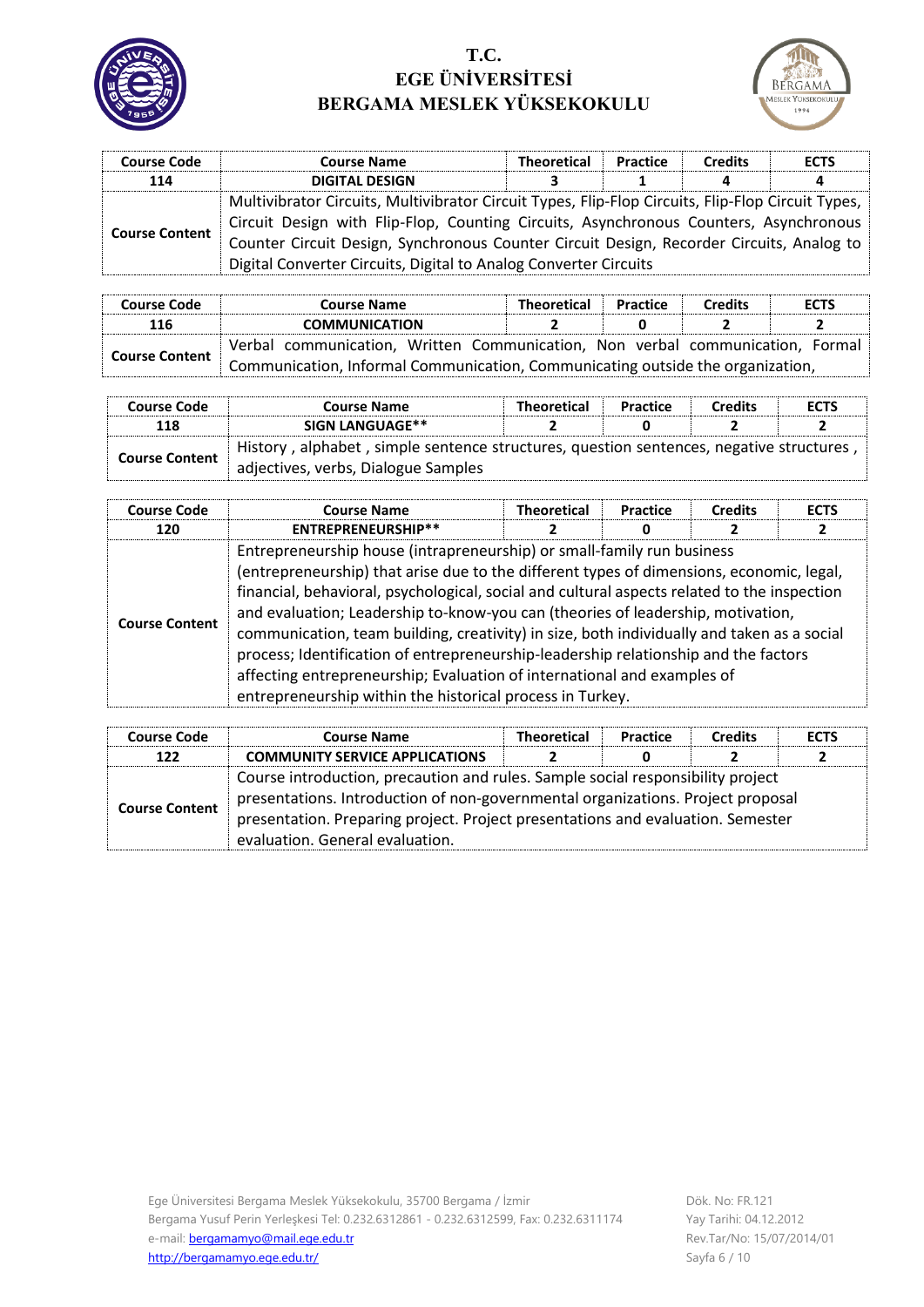| Course Code | Course Name | Theoretical | Practice | Credits | ECTS |
|---|---|---|---|---|---|
| 114 | DIGITAL DESIGN | 3 | 1 | 4 | 4 |
| Course Content | Multivibrator Circuits, Multivibrator Circuit Types, Flip-Flop Circuits, Flip-Flop Circuit Types, Circuit Design with Flip-Flop, Counting Circuits, Asynchronous Counters, Asynchronous Counter Circuit Design, Synchronous Counter Circuit Design, Recorder Circuits, Analog to Digital Converter Circuits, Digital to Analog Converter Circuits | | | | |

| Course Code | Course Name | Theoretical | Practice | Credits | ECTS |
|---|---|---|---|---|---|
| 116 | COMMUNICATION | 2 | 0 | 2 | 2 |
| Course Content | Verbal communication, Written Communication, Non verbal communication, Formal Communication, Informal Communication, Communicating outside the organization, | | | | |

| Course Code | Course Name | Theoretical | Practice | Credits | ECTS |
|---|---|---|---|---|---|
| 118 | SIGN LANGUAGE** | 2 | 0 | 2 | 2 |
| Course Content | History , alphabet , simple sentence structures, question sentences, negative structures , adjectives, verbs, Dialogue Samples | | | | |

| Course Code | Course Name | Theoretical | Practice | Credits | ECTS |
|---|---|---|---|---|---|
| 120 | ENTREPRENEURSHIP** | 2 | 0 | 2 | 2 |
| Course Content | Entrepreneurship house (intrapreneurship) or small-family run business (entrepreneurship) that arise due to the different types of dimensions, economic, legal, financial, behavioral, psychological, social and cultural aspects related to the inspection and evaluation; Leadership to-know-you can (theories of leadership, motivation, communication, team building, creativity) in size, both individually and taken as a social process; Identification of entrepreneurship-leadership relationship and the factors affecting entrepreneurship; Evaluation of international and examples of entrepreneurship within the historical process in Turkey. | | | | |

| Course Code | Course Name | Theoretical | Practice | Credits | ECTS |
|---|---|---|---|---|---|
| 122 | COMMUNITY SERVICE APPLICATIONS | 2 | 0 | 2 | 2 |
| Course Content | Course introduction, precaution and rules. Sample social responsibility project presentations. Introduction of non-governmental organizations. Project proposal presentation. Preparing project. Project presentations and evaluation. Semester evaluation. General evaluation. | | | | |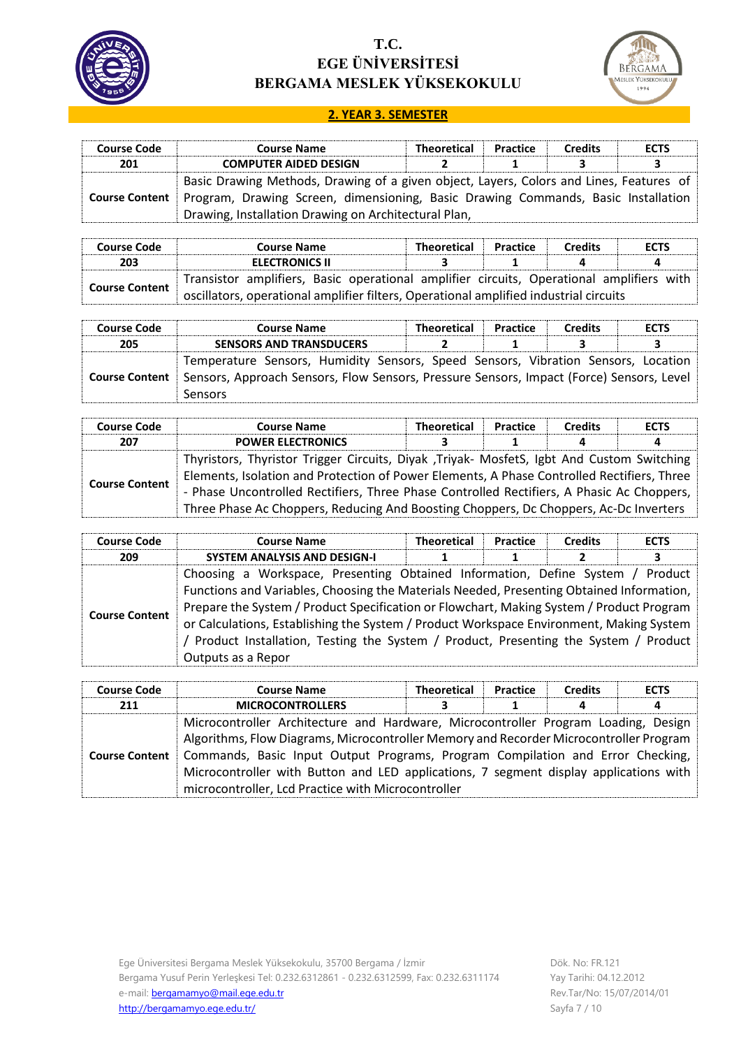# T.C.
# EGE ÜNİVERSİTESİ
# BERGAMA MESLEK YÜKSEKOKULU

## 2. YEAR 3. SEMESTER

| Course Code | Course Name | Theoretical | Practice | Credits | ECTS |
|---|---|---|---|---|---|
| 201 | COMPUTER AIDED DESIGN | 2 | 1 | 3 | 3 |
| Course Content | Basic Drawing Methods, Drawing of a given object, Layers, Colors and Lines, Features of Program, Drawing Screen, dimensioning, Basic Drawing Commands, Basic Installation Drawing, Installation Drawing on Architectural Plan, | | | | |

| Course Code | Course Name | Theoretical | Practice | Credits | ECTS |
|---|---|---|---|---|---|
| 203 | ELECTRONICS II | 3 | 1 | 4 | 4 |
| Course Content | Transistor amplifiers, Basic operational amplifier circuits, Operational amplifiers with oscillators, operational amplifier filters, Operational amplified industrial circuits | | | | |

| Course Code | Course Name | Theoretical | Practice | Credits | ECTS |
|---|---|---|---|---|---|
| 205 | SENSORS AND TRANSDUCERS | 2 | 1 | 3 | 3 |
| Course Content | Temperature Sensors, Humidity Sensors, Speed Sensors, Vibration Sensors, Location Sensors, Approach Sensors, Flow Sensors, Pressure Sensors, Impact (Force) Sensors, Level Sensors | | | | |

| Course Code | Course Name | Theoretical | Practice | Credits | ECTS |
|---|---|---|---|---|---|
| 207 | POWER ELECTRONICS | 3 | 1 | 4 | 4 |
| Course Content | Thyristors, Thyristor Trigger Circuits, Diyak ,Triyak- MosfetS, Igbt And Custom Switching Elements, Isolation and Protection of Power Elements, A Phase Controlled Rectifiers, Three - Phase Uncontrolled Rectifiers, Three Phase Controlled Rectifiers, A Phasic Ac Choppers, Three Phase Ac Choppers, Reducing And Boosting Choppers, Dc Choppers, Ac-Dc Inverters | | | | |

| Course Code | Course Name | Theoretical | Practice | Credits | ECTS |
|---|---|---|---|---|---|
| 209 | SYSTEM ANALYSIS AND DESIGN-I | 1 | 1 | 2 | 3 |
| Course Content | Choosing a Workspace, Presenting Obtained Information, Define System / Product Functions and Variables, Choosing the Materials Needed, Presenting Obtained Information, Prepare the System / Product Specification or Flowchart, Making System / Product Program or Calculations, Establishing the System / Product Workspace Environment, Making System / Product Installation, Testing the System / Product, Presenting the System / Product Outputs as a Repor | | | | |

| Course Code | Course Name | Theoretical | Practice | Credits | ECTS |
|---|---|---|---|---|---|
| 211 | MICROCONTROLLERS | 3 | 1 | 4 | 4 |
| Course Content | Microcontroller Architecture and Hardware, Microcontroller Program Loading, Design Algorithms, Flow Diagrams, Microcontroller Memory and Recorder Microcontroller Program Commands, Basic Input Output Programs, Program Compilation and Error Checking, Microcontroller with Button and LED applications, 7 segment display applications with microcontroller, Lcd Practice with Microcontroller | | | | |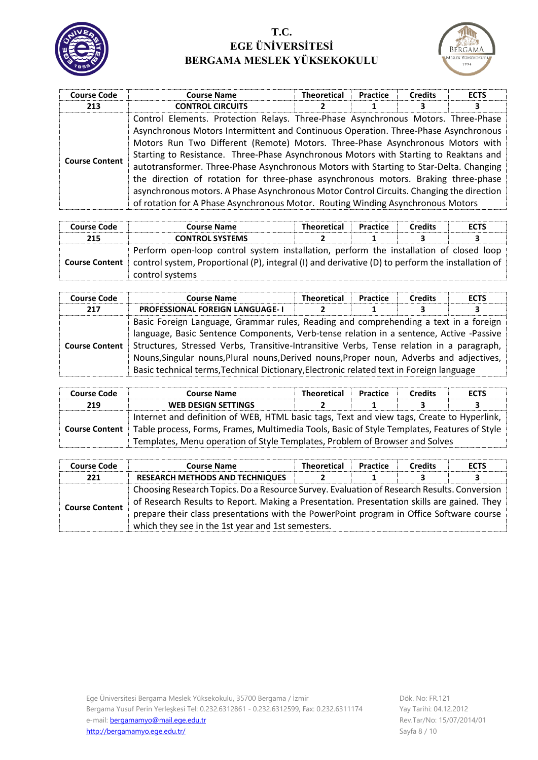| Course Code | Course Name | Theoretical | Practice | Credits | ECTS |
|---|---|---|---|---|---|
| 213 | CONTROL CIRCUITS | 2 | 1 | 3 | 3 |
| Course Content | Control Elements. Protection Relays. Three-Phase Asynchronous Motors. Three-Phase Asynchronous Motors Intermittent and Continuous Operation. Three-Phase Asynchronous Motors Run Two Different (Remote) Motors. Three-Phase Asynchronous Motors with Starting to Resistance. Three-Phase Asynchronous Motors with Starting to Reaktans and autotransformer. Three-Phase Asynchronous Motors with Starting to Star-Delta. Changing the direction of rotation for three-phase asynchronous motors. Braking three-phase asynchronous motors. A Phase Asynchronous Motor Control Circuits. Changing the direction of rotation for A Phase Asynchronous Motor. Routing Winding Asynchronous Motors | | | | |

| Course Code | Course Name | Theoretical | Practice | Credits | ECTS |
|---|---|---|---|---|---|
| 215 | CONTROL SYSTEMS | 2 | 1 | 3 | 3 |
| Course Content | Perform open-loop control system installation, perform the installation of closed loop control system, Proportional (P), integral (I) and derivative (D) to perform the installation of control systems | | | | |

| Course Code | Course Name | Theoretical | Practice | Credits | ECTS |
|---|---|---|---|---|---|
| 217 | PROFESSIONAL FOREIGN LANGUAGE- I | 2 | 1 | 3 | 3 |
| Course Content | Basic Foreign Language, Grammar rules, Reading and comprehending a text in a foreign language, Basic Sentence Components, Verb-tense relation in a sentence, Active -Passive Structures, Stressed Verbs, Transitive-Intransitive Verbs, Tense relation in a paragraph, Nouns,Singular nouns,Plural nouns,Derived nouns,Proper noun, Adverbs and adjectives, Basic technical terms,Technical Dictionary,Electronic related text in Foreign language | | | | |

| Course Code | Course Name | Theoretical | Practice | Credits | ECTS |
|---|---|---|---|---|---|
| 219 | WEB DESIGN SETTINGS | 2 | 1 | 3 | 3 |
| Course Content | Internet and definition of WEB, HTML basic tags, Text and view tags, Create to Hyperlink, Table process, Forms, Frames, Multimedia Tools, Basic of Style Templates, Features of Style Templates, Menu operation of Style Templates, Problem of Browser and Solves | | | | |

| Course Code | Course Name | Theoretical | Practice | Credits | ECTS |
|---|---|---|---|---|---|
| 221 | RESEARCH METHODS AND TECHNIQUES | 2 | 1 | 3 | 3 |
| Course Content | Choosing Research Topics. Do a Resource Survey. Evaluation of Research Results. Conversion of Research Results to Report. Making a Presentation. Presentation skills are gained. They prepare their class presentations with the PowerPoint program in Office Software course which they see in the 1st year and 1st semesters. | | | | |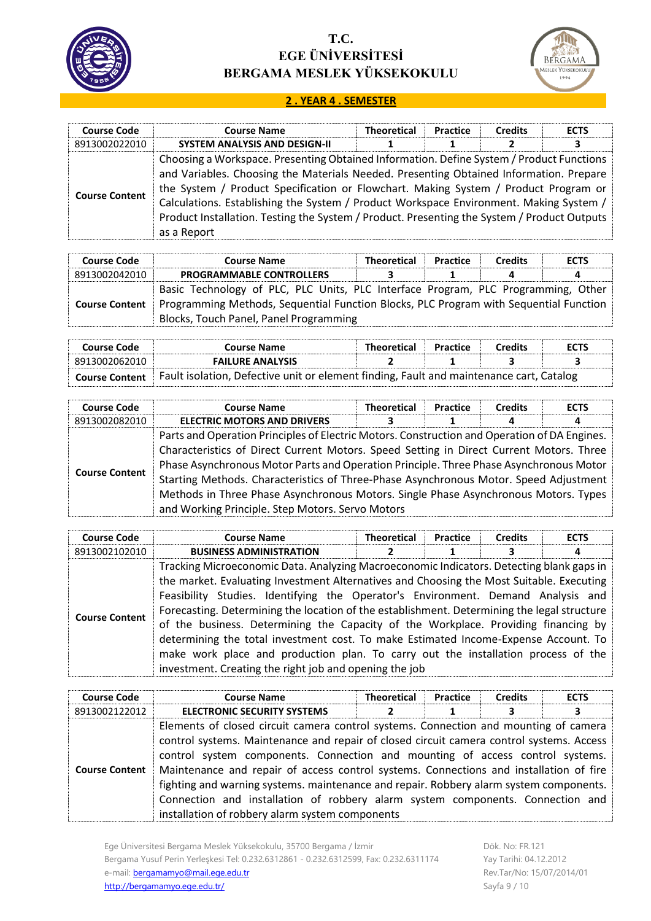# T.C.
# EGE ÜNİVERSİTESİ
# BERGAMA MESLEK YÜKSEKOKULU

## 2 . YEAR 4 . SEMESTER

| Course Code | Course Name | Theoretical | Practice | Credits | ECTS |
|---|---|---|---|---|---|
| 8913002022010 | **SYSTEM ANALYSIS AND DESIGN-II** | 1 | 1 | 2 | 3 |
| **Course Content** | Choosing a Workspace. Presenting Obtained Information. Define System / Product Functions and Variables. Choosing the Materials Needed. Presenting Obtained Information. Prepare the System / Product Specification or Flowchart. Making System / Product Program or Calculations. Establishing the System / Product Workspace Environment. Making System / Product Installation. Testing the System / Product. Presenting the System / Product Outputs as a Report | | | | |

| Course Code | Course Name | Theoretical | Practice | Credits | ECTS |
|---|---|---|---|---|---|
| 8913002042010 | **PROGRAMMABLE CONTROLLERS** | 3 | 1 | 4 | 4 |
| **Course Content** | Basic Technology of PLC, PLC Units, PLC Interface Program, PLC Programming, Other Programming Methods, Sequential Function Blocks, PLC Program with Sequential Function Blocks, Touch Panel, Panel Programming | | | | |

| Course Code | Course Name | Theoretical | Practice | Credits | ECTS |
|---|---|---|---|---|---|
| 8913002062010 | **FAILURE ANALYSIS** | 2 | 1 | 3 | 3 |
| **Course Content** | Fault isolation, Defective unit or element finding, Fault and maintenance cart, Catalog | | | | |

| Course Code | Course Name | Theoretical | Practice | Credits | ECTS |
|---|---|---|---|---|---|
| 8913002082010 | **ELECTRIC MOTORS AND DRIVERS** | 3 | 1 | 4 | 4 |
| **Course Content** | Parts and Operation Principles of Electric Motors. Construction and Operation of DA Engines. Characteristics of Direct Current Motors. Speed Setting in Direct Current Motors. Three Phase Asynchronous Motor Parts and Operation Principle. Three Phase Asynchronous Motor Starting Methods. Characteristics of Three-Phase Asynchronous Motor. Speed Adjustment Methods in Three Phase Asynchronous Motors. Single Phase Asynchronous Motors. Types and Working Principle. Step Motors. Servo Motors | | | | |

| Course Code | Course Name | Theoretical | Practice | Credits | ECTS |
|---|---|---|---|---|---|
| 8913002102010 | **BUSINESS ADMINISTRATION** | 2 | 1 | 3 | 4 |
| **Course Content** | Tracking Microeconomic Data. Analyzing Macroeconomic Indicators. Detecting blank gaps in the market. Evaluating Investment Alternatives and Choosing the Most Suitable. Executing Feasibility Studies. Identifying the Operator's Environment. Demand Analysis and Forecasting. Determining the location of the establishment. Determining the legal structure of the business. Determining the Capacity of the Workplace. Providing financing by determining the total investment cost. To make Estimated Income-Expense Account. To make work place and production plan. To carry out the installation process of the investment. Creating the right job and opening the job | | | | |

| Course Code | Course Name | Theoretical | Practice | Credits | ECTS |
|---|---|---|---|---|---|
| 8913002122012 | **ELECTRONIC SECURITY SYSTEMS** | 2 | 1 | 3 | 3 |
| **Course Content** | Elements of closed circuit camera control systems. Connection and mounting of camera control systems. Maintenance and repair of closed circuit camera control systems. Access control system components. Connection and mounting of access control systems. Maintenance and repair of access control systems. Connections and installation of fire fighting and warning systems. maintenance and repair. Robbery alarm system components. Connection and installation of robbery alarm system components. Connection and installation of robbery alarm system components | | | | |

Ege Üniversitesi Bergama Meslek Yüksekokulu, 35700 Bergama / İzmir
Bergama Yusuf Perin Yerleşkesi Tel: 0.232.6312861 - 0.232.6312599, Fax: 0.232.6311174
e-mail: bergamamyo@mail.ege.edu.tr
http://bergamamyo.ege.edu.tr/

Dök. No: FR.121
Yay Tarihi: 04.12.2012
Rev.Tar/No: 15/07/2014/01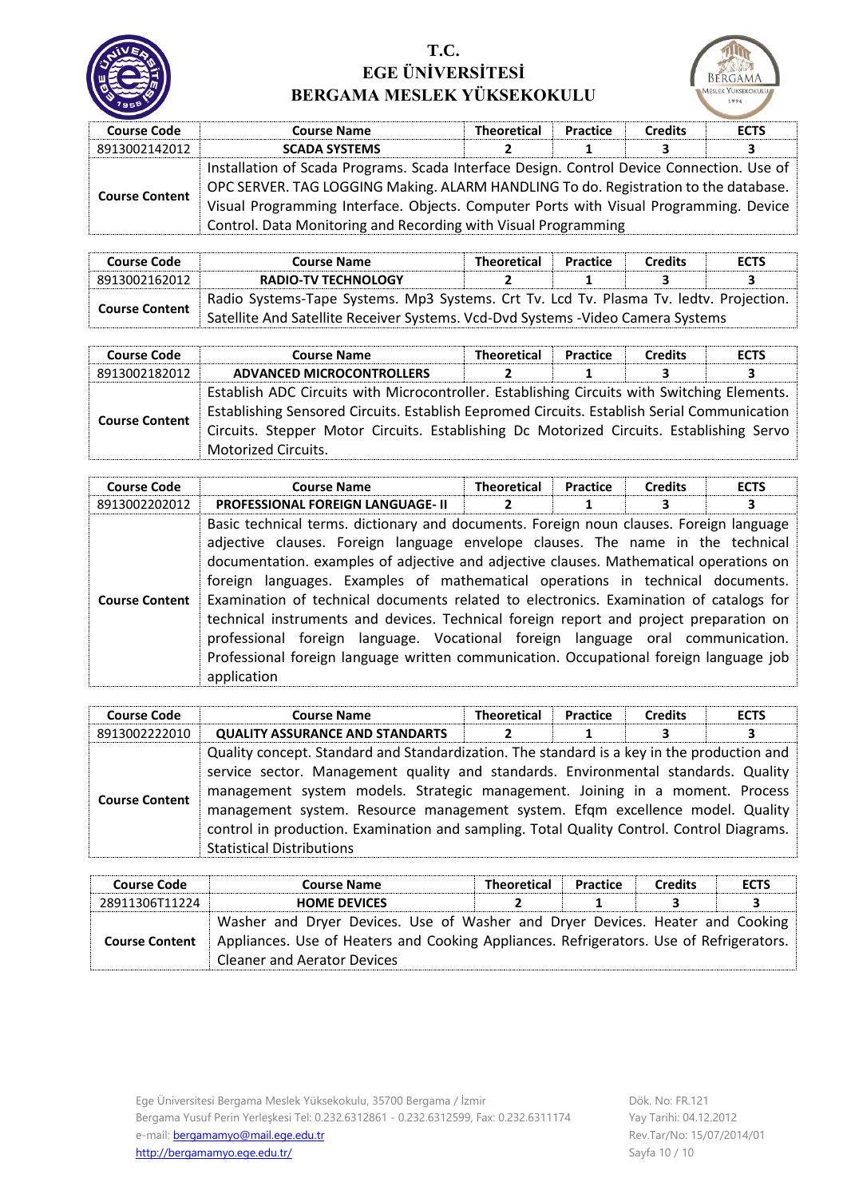| Course Code | Course Name | Theoretical | Practice | Credits | ECTS |
|---|---|---|---|---|---|
| 8913002142012 | **SCADA SYSTEMS** | 2 | 1 | 3 | 3 |
| **Course Content** | Installation of Scada Programs. Scada Interface Design. Control Device Connection. Use of OPC SERVER. TAG LOGGING Making. ALARM HANDLING To do. Registration to the database. Visual Programming Interface. Objects. Computer Ports with Visual Programming. Device Control. Data Monitoring and Recording with Visual Programming | | | | |

| Course Code | Course Name | Theoretical | Practice | Credits | ECTS |
|---|---|---|---|---|---|
| 8913002162012 | **RADIO-TV TECHNOLOGY** | 2 | 1 | 3 | 3 |
| **Course Content** | Radio Systems-Tape Systems. Mp3 Systems. Crt Tv. Lcd Tv. Plasma Tv. ledtv. Projection. Satellite And Satellite Receiver Systems. Vcd-Dvd Systems -Video Camera Systems | | | | |

| Course Code | Course Name | Theoretical | Practice | Credits | ECTS |
|---|---|---|---|---|---|
| 8913002182012 | **ADVANCED MICROCONTROLLERS** | 2 | 1 | 3 | 3 |
| **Course Content** | Establish ADC Circuits with Microcontroller. Establishing Circuits with Switching Elements. Establishing Sensored Circuits. Establish Eepromed Circuits. Establish Serial Communication Circuits. Stepper Motor Circuits. Establishing Dc Motorized Circuits. Establishing Servo Motorized Circuits. | | | | |

| Course Code | Course Name | Theoretical | Practice | Credits | ECTS |
|---|---|---|---|---|---|
| 8913002202012 | **PROFESSIONAL FOREIGN LANGUAGE- II** | 2 | 1 | 3 | 3 |
| **Course Content** | Basic technical terms. dictionary and documents. Foreign noun clauses. Foreign language adjective clauses. Foreign language envelope clauses. The name in the technical documentation. examples of adjective and adjective clauses. Mathematical operations on foreign languages. Examples of mathematical operations in technical documents. Examination of technical documents related to electronics. Examination of catalogs for technical instruments and devices. Technical foreign report and project preparation on professional foreign language. Vocational foreign language oral communication. Professional foreign language written communication. Occupational foreign language job application | | | | |

| Course Code | Course Name | Theoretical | Practice | Credits | ECTS |
|---|---|---|---|---|---|
| 8913002222010 | **QUALITY ASSURANCE AND STANDARTS** | 2 | 1 | 3 | 3 |
| **Course Content** | Quality concept. Standard and Standardization. The standard is a key in the production and service sector. Management quality and standards. Environmental standards. Quality management system models. Strategic management. Joining in a moment. Process management system. Resource management system. Efqm excellence model. Quality control in production. Examination and sampling. Total Quality Control. Control Diagrams. Statistical Distributions | | | | |

| Course Code | Course Name | Theoretical | Practice | Credits | ECTS |
|---|---|---|---|---|---|
| 28911306T11224 | **HOME DEVICES** | 2 | 1 | 3 | 3 |
| **Course Content** | Washer and Dryer Devices. Use of Washer and Dryer Devices. Heater and Cooking Appliances. Use of Heaters and Cooking Appliances. Refrigerators. Use of Refrigerators. Cleaner and Aerator Devices | | | | |